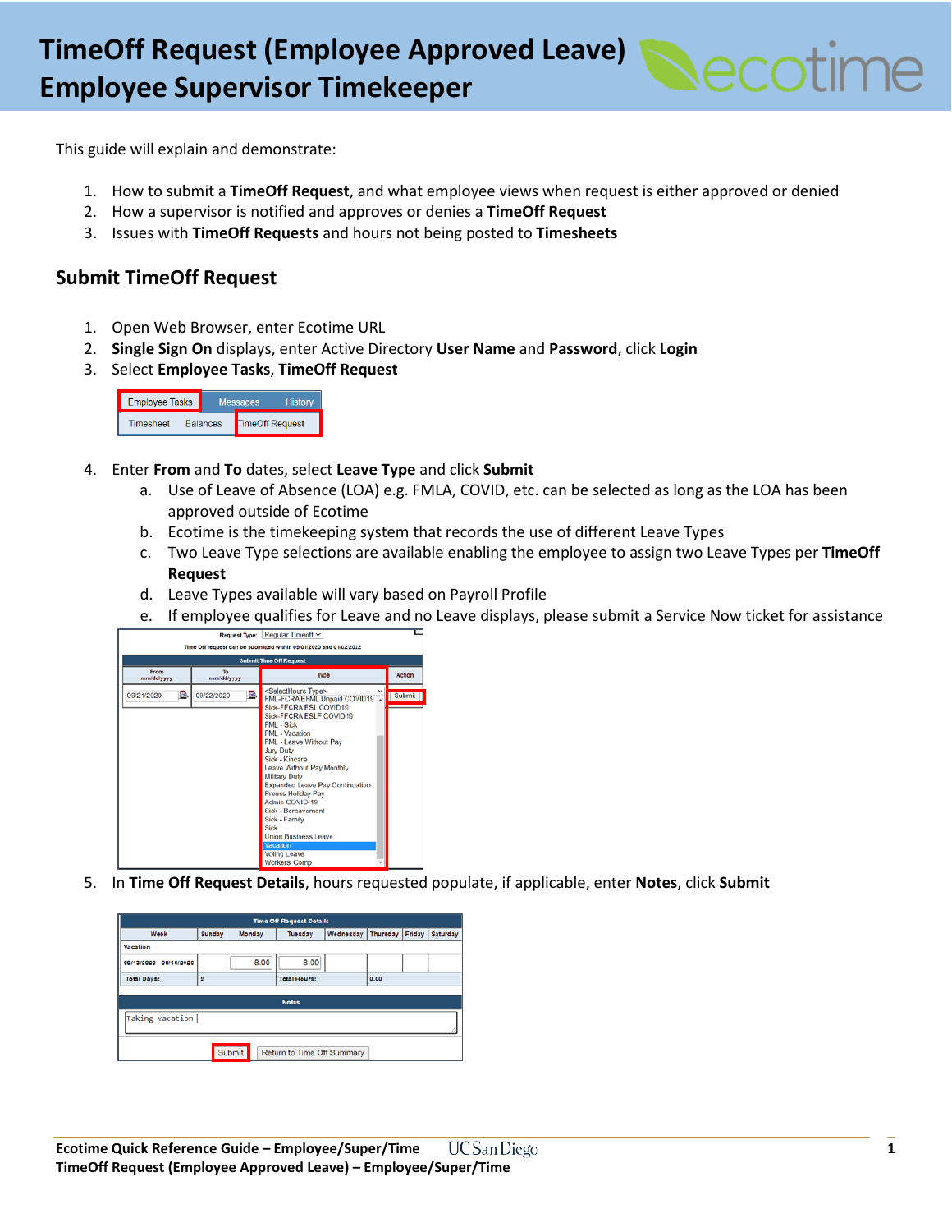# TimeOff Request (Employee Approved Leave) Employee Supervisor Timekeeper

This guide will explain and demonstrate:

1. How to submit a **TimeOff Request**, and what employee views when request is either approved or denied
2. How a supervisor is notified and approves or denies a **TimeOff Request**
3. Issues with **TimeOff Requests** and hours not being posted to **Timesheets**

## Submit TimeOff Request

1. Open Web Browser, enter Ecotime URL
2. **Single Sign On** displays, enter Active Directory **User Name** and **Password**, click **Login**
3. Select **Employee Tasks**, **TimeOff Request**
4. Enter **From** and **To** dates, select **Leave Type** and click **Submit**
   a. Use of Leave of Absence (LOA) e.g. FMLA, COVID, etc. can be selected as long as the LOA has been approved outside of Ecotime
   b. Ecotime is the timekeeping system that records the use of different Leave Types
   c. Two Leave Type selections are available enabling the employee to assign two Leave Types per **TimeOff Request**
   d. Leave Types available will vary based on Payroll Profile
   e. If employee qualifies for Leave and no Leave displays, please submit a Service Now ticket for assistance
5. In **Time Off Request Details**, hours requested populate, if applicable, enter **Notes**, click **Submit**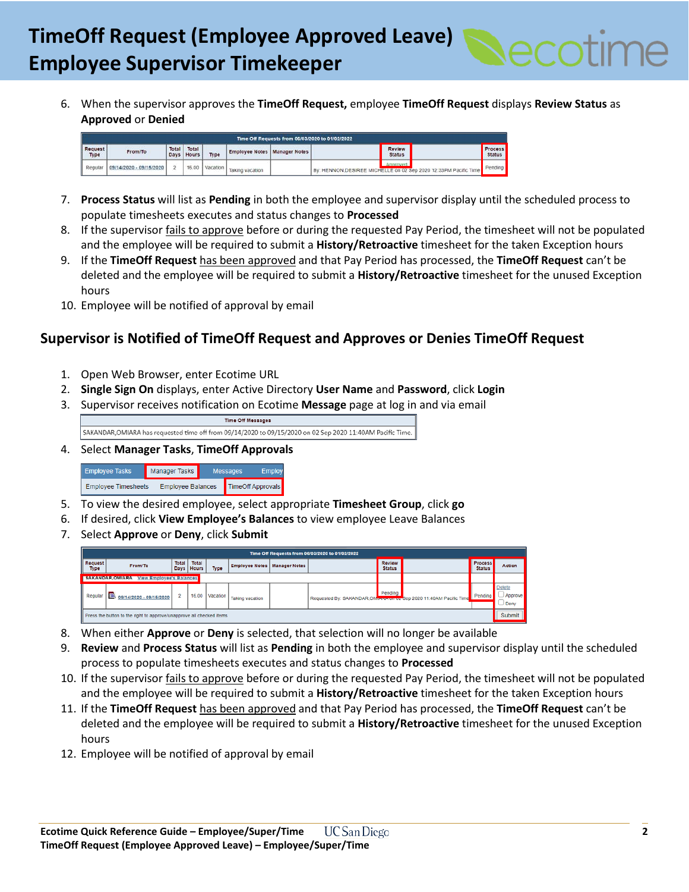# TimeOff Request (Employee Approved Leave) Employee Supervisor Timekeeper

6. When the supervisor approves the **TimeOff Request,** employee **TimeOff Request** displays **Review Status** as **Approved** or **Denied**

| Time Off Requests from 06/03/2020 to 01/02/2022 | | | | | | | | |
|---|---|---|---|---|---|---|---|---|
| Request Type | From/To | Total Days | Total Hours | Type | Employee Notes | Manager Notes | Review Status | Process Status |
| Regular | 09/14/2020 - 09/15/2020 | 2 | 16.00 | Vacation | Taking vacation | | Approved By: HENNON,DESIREE MICHELLE on 02 Sep 2020 12:33PM Pacific Time | Pending |

7. **Process Status** will list as **Pending** in both the employee and supervisor display until the scheduled process to populate timesheets executes and status changes to **Processed**
8. If the supervisor fails to approve before or during the requested Pay Period, the timesheet will not be populated and the employee will be required to submit a **History/Retroactive** timesheet for the taken Exception hours
9. If the **TimeOff Request** has been approved and that Pay Period has processed, the **TimeOff Request** can't be deleted and the employee will be required to submit a **History/Retroactive** timesheet for the unused Exception hours
10. Employee will be notified of approval by email

## Supervisor is Notified of TimeOff Request and Approves or Denies TimeOff Request

1. Open Web Browser, enter Ecotime URL
2. **Single Sign On** displays, enter Active Directory **User Name** and **Password**, click **Login**
3. Supervisor receives notification on Ecotime **Message** page at log in and via email

| Time Off Messages |
|---|
| SAKANDAR,OMIARA has requested time off from 09/14/2020 to 09/15/2020 on 02 Sep 2020 11:40AM Pacific Time. |

4. Select **Manager Tasks**, **TimeOff Approvals**

Employee Tasks | Manager Tasks | Messages | Employ
Employee Timesheets | Employee Balances | TimeOff Approvals

5. To view the desired employee, select appropriate **Timesheet Group**, click **go**
6. If desired, click **View Employee's Balances** to view employee Leave Balances
7. Select **Approve** or **Deny**, click **Submit**

| Time Off Requests from 06/03/2020 to 01/02/2022 | | | | | | | | | |
|---|---|---|---|---|---|---|---|---|---|
| Request Type | From/To | Total Days | Total Hours | Type | Employee Notes | Manager Notes | Review Status | Process Status | Action |
| SAKANDAR,OMIARA View Employee's Balances | | | | | | | | | |
| Regular | 09/14/2020 - 09/15/2020 | 2 | 16.00 | Vacation | Taking vacation | | Pending Requested By: SAKANDAR,OMIARA on 02 Sep 2020 11:40AM Pacific Time | Pending | Delete ☐ Approve ☐ Deny |
| Press the button to the right to approve/unapprove all checked items | | | | | | | | | Submit |

8. When either **Approve** or **Deny** is selected, that selection will no longer be available
9. **Review** and **Process Status** will list as **Pending** in both the employee and supervisor display until the scheduled process to populate timesheets executes and status changes to **Processed**
10. If the supervisor fails to approve before or during the requested Pay Period, the timesheet will not be populated and the employee will be required to submit a **History/Retroactive** timesheet for the taken Exception hours
11. If the **TimeOff Request** has been approved and that Pay Period has processed, the **TimeOff Request** can't be deleted and the employee will be required to submit a **History/Retroactive** timesheet for the unused Exception hours
12. Employee will be notified of approval by email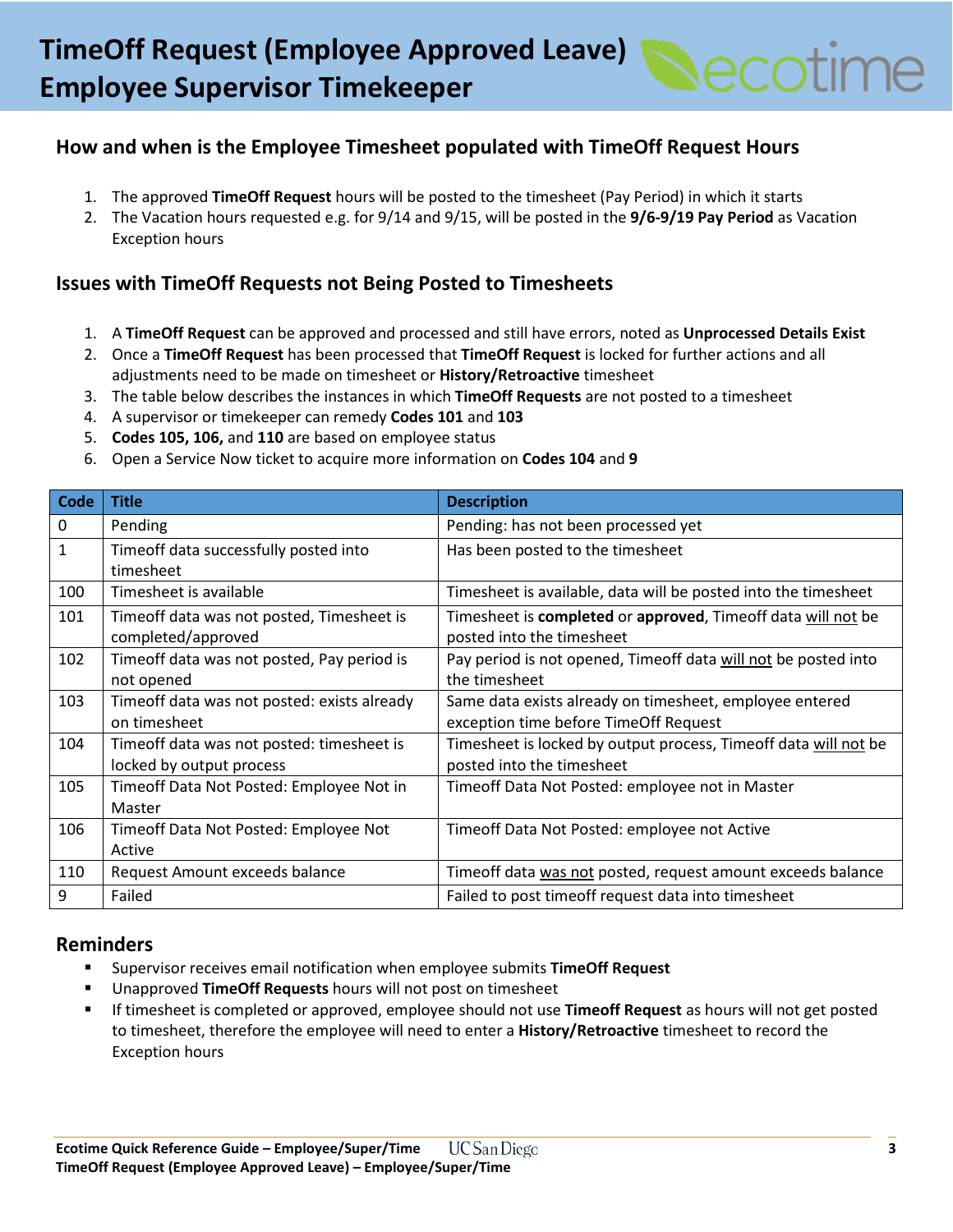# TimeOff Request (Employee Approved Leave) Employee Supervisor Timekeeper

## How and when is the Employee Timesheet populated with TimeOff Request Hours

1. The approved **TimeOff Request** hours will be posted to the timesheet (Pay Period) in which it starts
2. The Vacation hours requested e.g. for 9/14 and 9/15, will be posted in the **9/6-9/19 Pay Period** as Vacation Exception hours

## Issues with TimeOff Requests not Being Posted to Timesheets

1. A **TimeOff Request** can be approved and processed and still have errors, noted as **Unprocessed Details Exist**
2. Once a **TimeOff Request** has been processed that **TimeOff Request** is locked for further actions and all adjustments need to be made on timesheet or **History/Retroactive** timesheet
3. The table below describes the instances in which **TimeOff Requests** are not posted to a timesheet
4. A supervisor or timekeeper can remedy **Codes 101** and **103**
5. **Codes 105, 106,** and **110** are based on employee status
6. Open a Service Now ticket to acquire more information on **Codes 104** and **9**

| Code | Title | Description |
|---|---|---|
| 0 | Pending | Pending: has not been processed yet |
| 1 | Timeoff data successfully posted into timesheet | Has been posted to the timesheet |
| 100 | Timesheet is available | Timesheet is available, data will be posted into the timesheet |
| 101 | Timeoff data was not posted, Timesheet is completed/approved | Timesheet is **completed** or **approved**, Timeoff data will not be posted into the timesheet |
| 102 | Timeoff data was not posted, Pay period is not opened | Pay period is not opened, Timeoff data will not be posted into the timesheet |
| 103 | Timeoff data was not posted: exists already on timesheet | Same data exists already on timesheet, employee entered exception time before TimeOff Request |
| 104 | Timeoff data was not posted: timesheet is locked by output process | Timesheet is locked by output process, Timeoff data will not be posted into the timesheet |
| 105 | Timeoff Data Not Posted: Employee Not in Master | Timeoff Data Not Posted: employee not in Master |
| 106 | Timeoff Data Not Posted: Employee Not Active | Timeoff Data Not Posted: employee not Active |
| 110 | Request Amount exceeds balance | Timeoff data was not posted, request amount exceeds balance |
| 9 | Failed | Failed to post timeoff request data into timesheet |

## Reminders

- Supervisor receives email notification when employee submits **TimeOff Request**
- Unapproved **TimeOff Requests** hours will not post on timesheet
- If timesheet is completed or approved, employee should not use **Timeoff Request** as hours will not get posted to timesheet, therefore the employee will need to enter a **History/Retroactive** timesheet to record the Exception hours